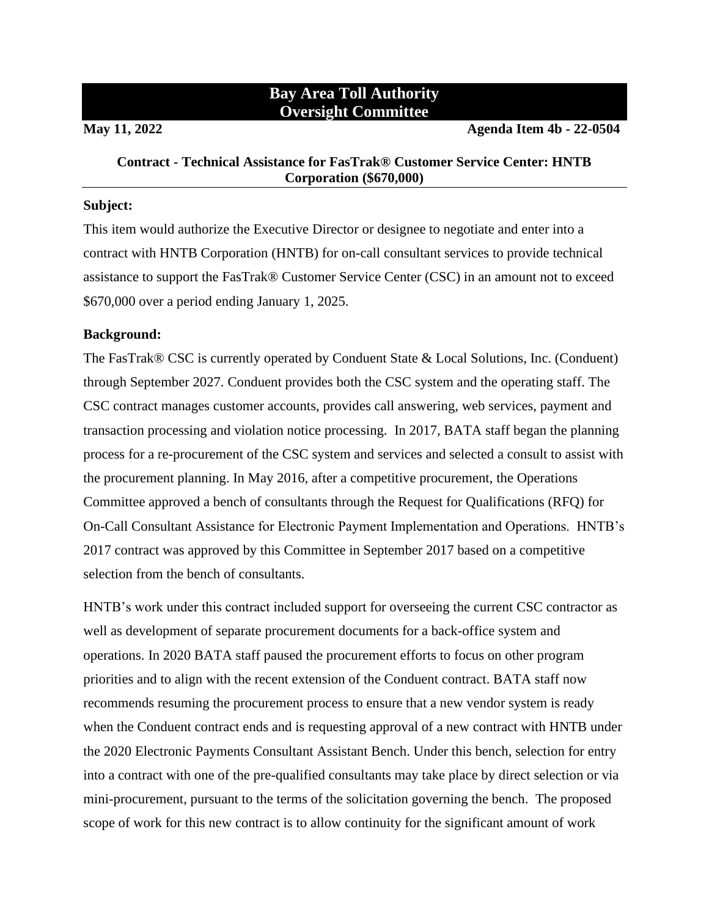# Bay Area Toll Authority Oversight Committee

**May 11, 2022** **Agenda Item 4b - 22-0504**

## Contract - Technical Assistance for FasTrak® Customer Service Center: HNTB Corporation ($670,000)

**Subject:**

This item would authorize the Executive Director or designee to negotiate and enter into a contract with HNTB Corporation (HNTB) for on-call consultant services to provide technical assistance to support the FasTrak® Customer Service Center (CSC) in an amount not to exceed $670,000 over a period ending January 1, 2025.

**Background:**

The FasTrak® CSC is currently operated by Conduent State & Local Solutions, Inc. (Conduent) through September 2027. Conduent provides both the CSC system and the operating staff. The CSC contract manages customer accounts, provides call answering, web services, payment and transaction processing and violation notice processing. In 2017, BATA staff began the planning process for a re-procurement of the CSC system and services and selected a consult to assist with the procurement planning. In May 2016, after a competitive procurement, the Operations Committee approved a bench of consultants through the Request for Qualifications (RFQ) for On-Call Consultant Assistance for Electronic Payment Implementation and Operations. HNTB's 2017 contract was approved by this Committee in September 2017 based on a competitive selection from the bench of consultants.

HNTB's work under this contract included support for overseeing the current CSC contractor as well as development of separate procurement documents for a back-office system and operations. In 2020 BATA staff paused the procurement efforts to focus on other program priorities and to align with the recent extension of the Conduent contract. BATA staff now recommends resuming the procurement process to ensure that a new vendor system is ready when the Conduent contract ends and is requesting approval of a new contract with HNTB under the 2020 Electronic Payments Consultant Assistant Bench. Under this bench, selection for entry into a contract with one of the pre-qualified consultants may take place by direct selection or via mini-procurement, pursuant to the terms of the solicitation governing the bench. The proposed scope of work for this new contract is to allow continuity for the significant amount of work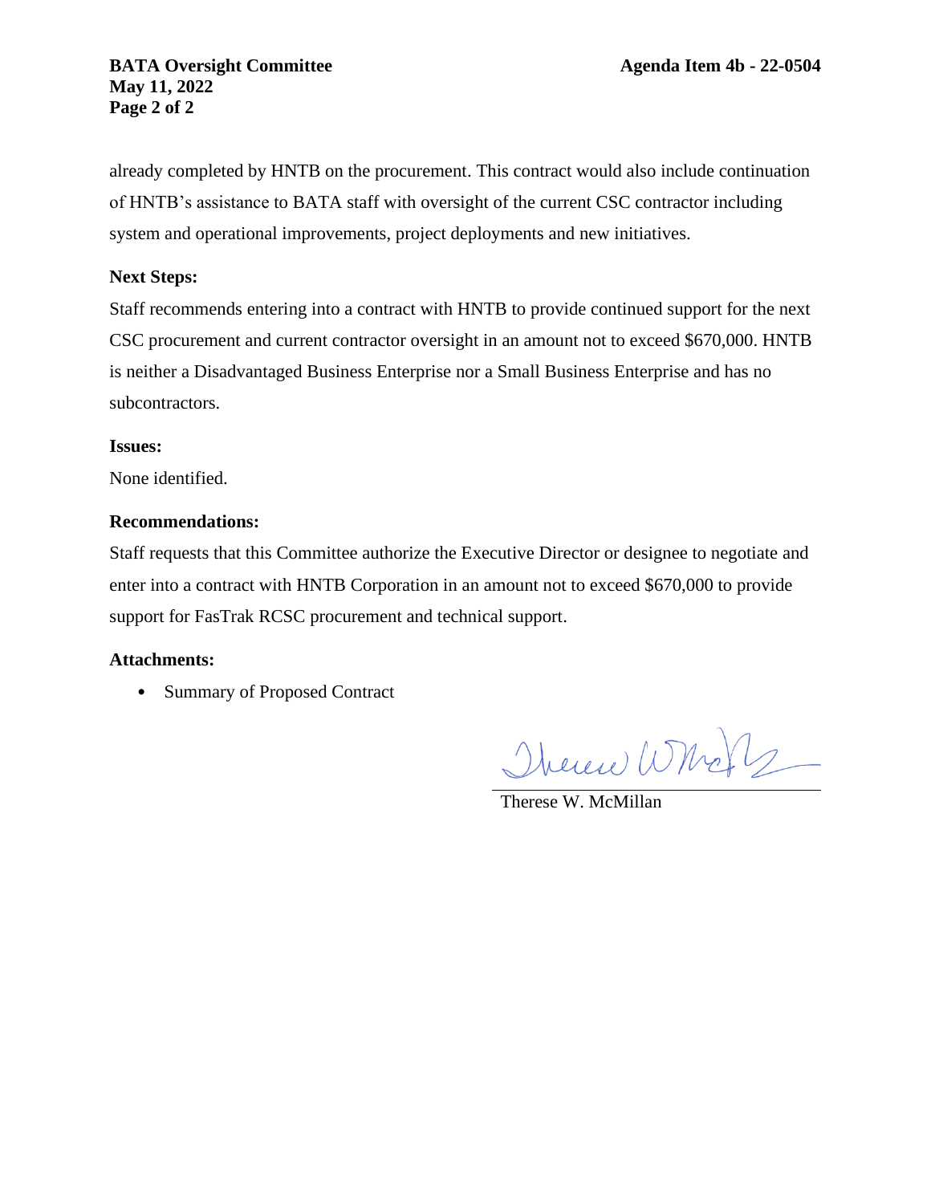already completed by HNTB on the procurement. This contract would also include continuation of HNTB's assistance to BATA staff with oversight of the current CSC contractor including system and operational improvements, project deployments and new initiatives.

**Next Steps:**

Staff recommends entering into a contract with HNTB to provide continued support for the next CSC procurement and current contractor oversight in an amount not to exceed $670,000. HNTB is neither a Disadvantaged Business Enterprise nor a Small Business Enterprise and has no subcontractors.

**Issues:**

None identified.

**Recommendations:**

Staff requests that this Committee authorize the Executive Director or designee to negotiate and enter into a contract with HNTB Corporation in an amount not to exceed $670,000 to provide support for FasTrak RCSC procurement and technical support.

**Attachments:**

- Summary of Proposed Contract

Therese W. McMillan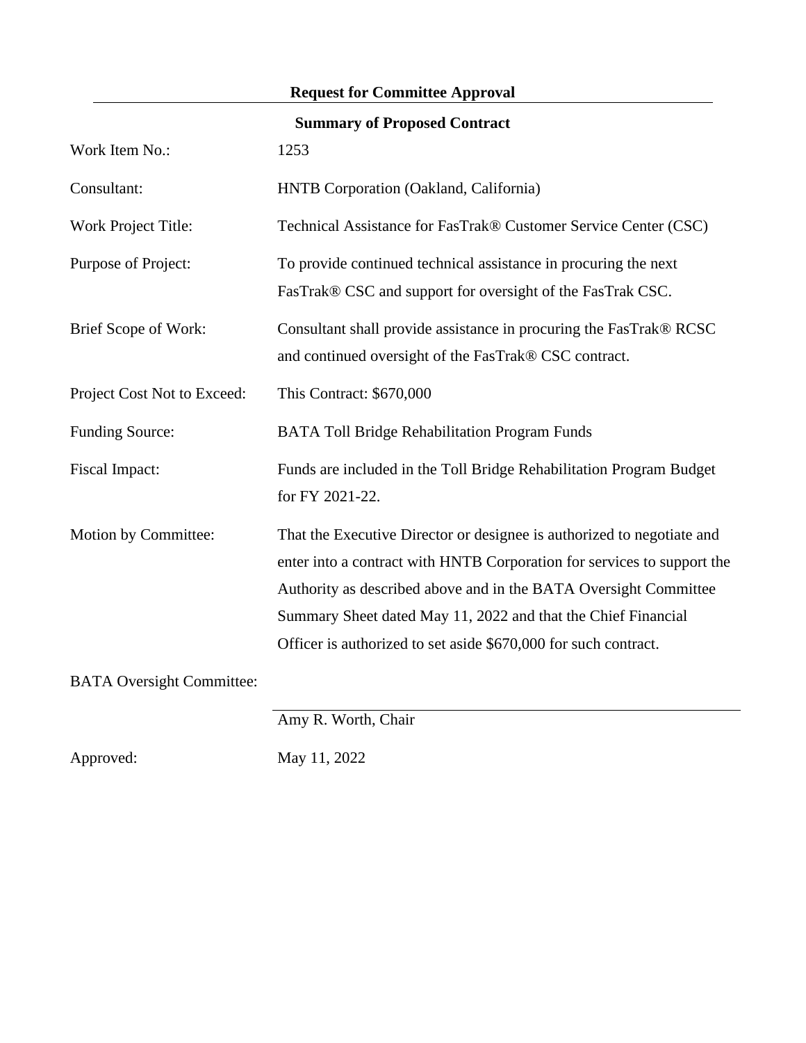**Request for Committee Approval**

**Summary of Proposed Contract**

| | |
|---|---|
| Work Item No.: | 1253 |
| Consultant: | HNTB Corporation (Oakland, California) |
| Work Project Title: | Technical Assistance for FasTrak® Customer Service Center (CSC) |
| Purpose of Project: | To provide continued technical assistance in procuring the next FasTrak® CSC and support for oversight of the FasTrak CSC. |
| Brief Scope of Work: | Consultant shall provide assistance in procuring the FasTrak® RCSC and continued oversight of the FasTrak® CSC contract. |
| Project Cost Not to Exceed: | This Contract: $670,000 |
| Funding Source: | BATA Toll Bridge Rehabilitation Program Funds |
| Fiscal Impact: | Funds are included in the Toll Bridge Rehabilitation Program Budget for FY 2021-22. |
| Motion by Committee: | That the Executive Director or designee is authorized to negotiate and enter into a contract with HNTB Corporation for services to support the Authority as described above and in the BATA Oversight Committee Summary Sheet dated May 11, 2022 and that the Chief Financial Officer is authorized to set aside $670,000 for such contract. |
| BATA Oversight Committee: | |
| | Amy R. Worth, Chair |
| Approved: | May 11, 2022 |